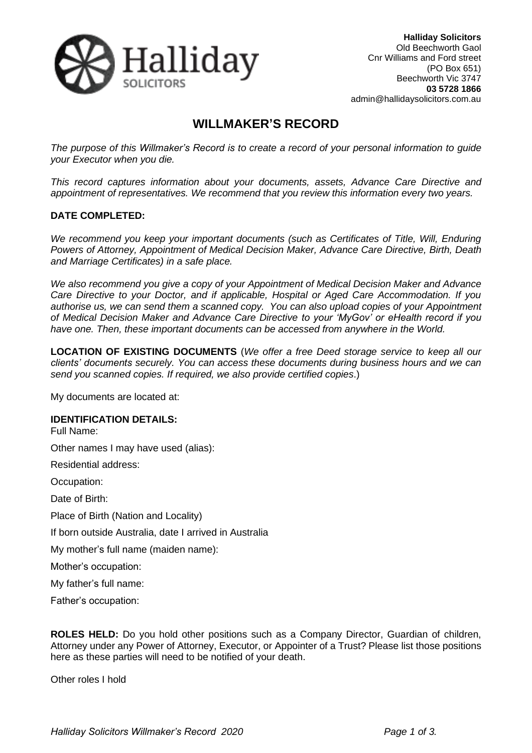**Halliday Solicitors**
Old Beechworth Gaol
Cnr Williams and Ford street
(PO Box 651)
Beechworth Vic 3747
**03 5728 1866**
admin@hallidaysolicitors.com.au

# WILLMAKER'S RECORD

*The purpose of this Willmaker's Record is to create a record of your personal information to guide your Executor when you die.*

*This record captures information about your documents, assets, Advance Care Directive and appointment of representatives. We recommend that you review this information every two years.*

**DATE COMPLETED:**

*We recommend you keep your important documents (such as Certificates of Title, Will, Enduring Powers of Attorney, Appointment of Medical Decision Maker, Advance Care Directive, Birth, Death and Marriage Certificates) in a safe place.*

*We also recommend you give a copy of your Appointment of Medical Decision Maker and Advance Care Directive to your Doctor, and if applicable, Hospital or Aged Care Accommodation. If you authorise us, we can send them a scanned copy. You can also upload copies of your Appointment of Medical Decision Maker and Advance Care Directive to your 'MyGov' or eHealth record if you have one. Then, these important documents can be accessed from anywhere in the World.*

**LOCATION OF EXISTING DOCUMENTS** (*We offer a free Deed storage service to keep all our clients' documents securely. You can access these documents during business hours and we can send you scanned copies. If required, we also provide certified copies.*)

My documents are located at:

**IDENTIFICATION DETAILS:**

Full Name:

Other names I may have used (alias):

Residential address:

Occupation:

Date of Birth:

Place of Birth (Nation and Locality)

If born outside Australia, date I arrived in Australia

My mother's full name (maiden name):

Mother's occupation:

My father's full name:

Father's occupation:

**ROLES HELD:** Do you hold other positions such as a Company Director, Guardian of children, Attorney under any Power of Attorney, Executor, or Appointer of a Trust? Please list those positions here as these parties will need to be notified of your death.

Other roles I hold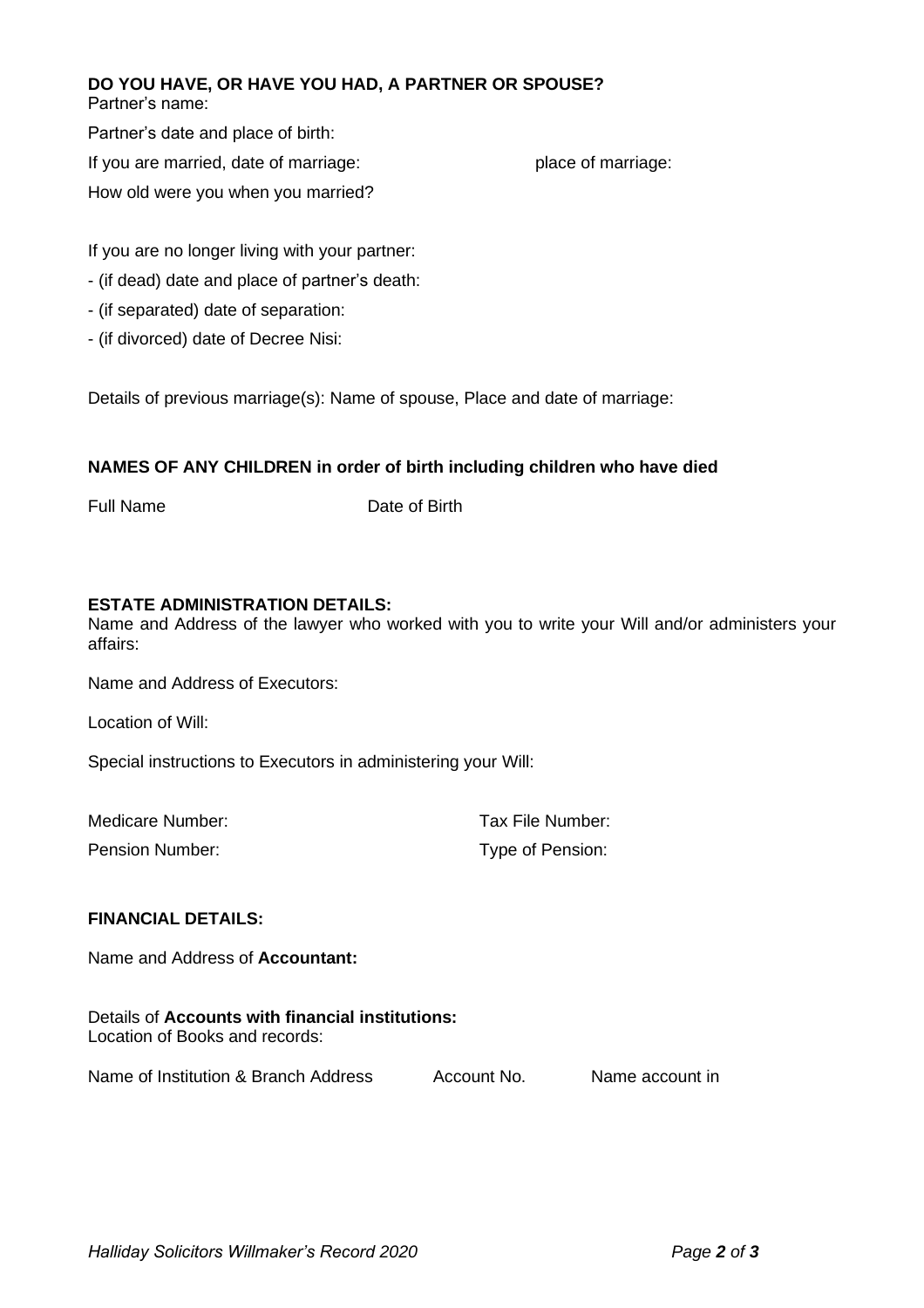**DO YOU HAVE, OR HAVE YOU HAD, A PARTNER OR SPOUSE?**

Partner's name:

Partner's date and place of birth:

If you are married, date of marriage: place of marriage:

How old were you when you married?

If you are no longer living with your partner:

- (if dead) date and place of partner's death:
- (if separated) date of separation:
- (if divorced) date of Decree Nisi:

Details of previous marriage(s): Name of spouse, Place and date of marriage:

**NAMES OF ANY CHILDREN in order of birth including children who have died**

| Full Name | Date of Birth |
| --- | --- |

**ESTATE ADMINISTRATION DETAILS:**

Name and Address of the lawyer who worked with you to write your Will and/or administers your affairs:

Name and Address of Executors:

Location of Will:

Special instructions to Executors in administering your Will:

Medicare Number: Tax File Number:

Pension Number: Type of Pension:

**FINANCIAL DETAILS:**

Name and Address of **Accountant:**

Details of **Accounts with financial institutions:**

Location of Books and records:

| Name of Institution & Branch Address | Account No. | Name account in |
| --- | --- | --- |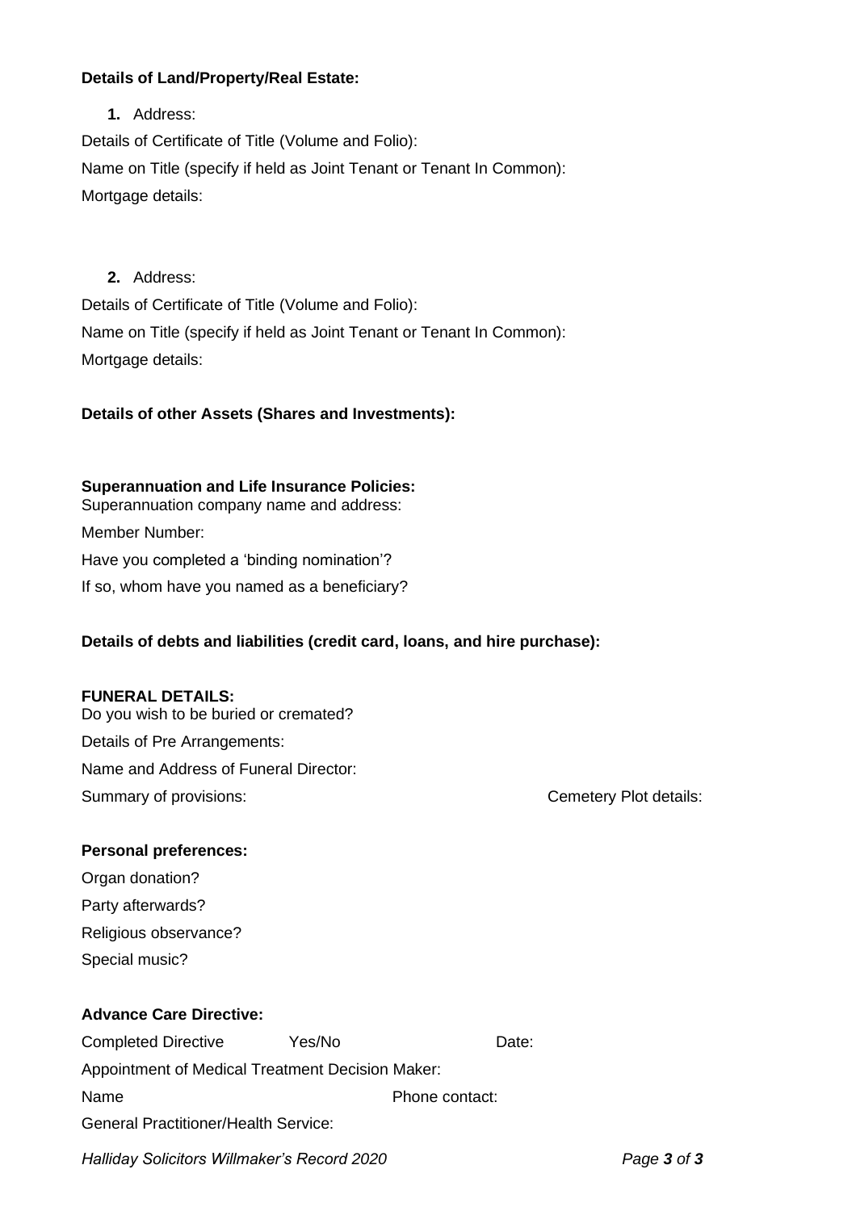**Details of Land/Property/Real Estate:**

1. Address:

Details of Certificate of Title (Volume and Folio):

Name on Title (specify if held as Joint Tenant or Tenant In Common):

Mortgage details:

2. Address:

Details of Certificate of Title (Volume and Folio):

Name on Title (specify if held as Joint Tenant or Tenant In Common):

Mortgage details:

**Details of other Assets (Shares and Investments):**

**Superannuation and Life Insurance Policies:**

Superannuation company name and address:

Member Number:

Have you completed a 'binding nomination'?

If so, whom have you named as a beneficiary?

**Details of debts and liabilities (credit card, loans, and hire purchase):**

**FUNERAL DETAILS:**

Do you wish to be buried or cremated?

Details of Pre Arrangements:

Name and Address of Funeral Director:

Summary of provisions: Cemetery Plot details:

**Personal preferences:**

Organ donation?

Party afterwards?

Religious observance?

Special music?

**Advance Care Directive:**

Completed Directive Yes/No Date:

Appointment of Medical Treatment Decision Maker:

Name Phone contact:

General Practitioner/Health Service: